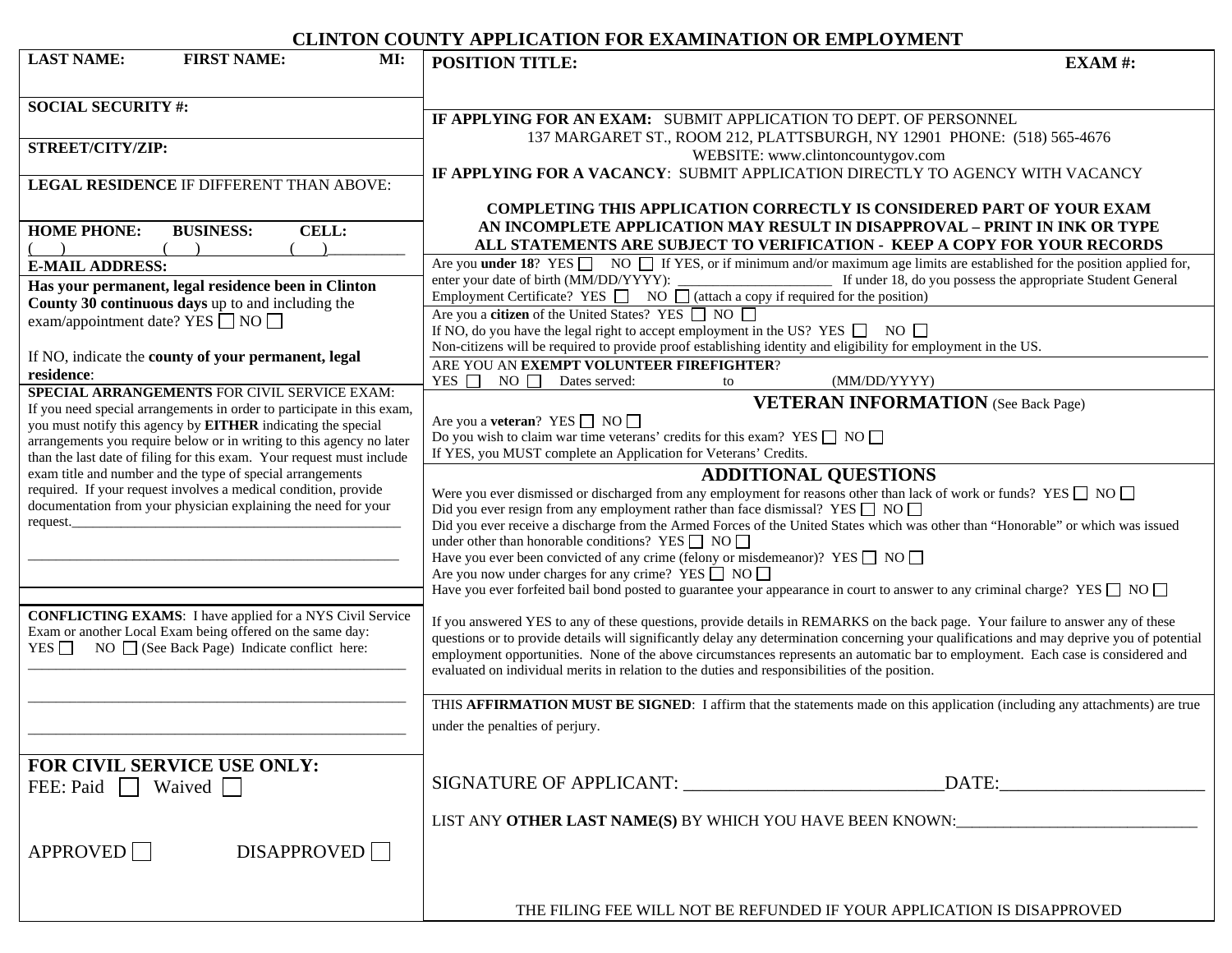# CLINTON COUNTY APPLICATION FOR EXAMINATION OR EMPLOYMENT

**LAST NAME:** **FIRST NAME:** **MI:**

**SOCIAL SECURITY #:**

**STREET/CITY/ZIP:**

**LEGAL RESIDENCE** IF DIFFERENT THAN ABOVE:

**HOME PHONE:** **BUSINESS:** **CELL:**
( ) ( ) ( )__________

**E-MAIL ADDRESS:**

**Has your permanent, legal residence been in Clinton County 30 continuous days** up to and including the exam/appointment date? YES ☐ NO ☐

If NO, indicate the **county of your permanent, legal residence**:

**SPECIAL ARRANGEMENTS** FOR CIVIL SERVICE EXAM: If you need special arrangements in order to participate in this exam, you must notify this agency by **EITHER** indicating the special arrangements you require below or in writing to this agency no later than the last date of filing for this exam. Your request must include exam title and number and the type of special arrangements required. If your request involves a medical condition, provide documentation from your physician explaining the need for your request.______________________________________________

___________________________________________________

**CONFLICTING EXAMS**: I have applied for a NYS Civil Service Exam or another Local Exam being offered on the same day: YES ☐ NO ☐ (See Back Page) Indicate conflict here:
___________________________________________________

___________________________________________________

___________________________________________________

## FOR CIVIL SERVICE USE ONLY:

FEE: Paid ☐ Waived ☐

APPROVED ☐ DISAPPROVED ☐

**POSITION TITLE:** **EXAM #:**

**IF APPLYING FOR AN EXAM:** SUBMIT APPLICATION TO DEPT. OF PERSONNEL
137 MARGARET ST., ROOM 212, PLATTSBURGH, NY 12901 PHONE: (518) 565-4676
WEBSITE: www.clintoncountygov.com

**IF APPLYING FOR A VACANCY**: SUBMIT APPLICATION DIRECTLY TO AGENCY WITH VACANCY

**COMPLETING THIS APPLICATION CORRECTLY IS CONSIDERED PART OF YOUR EXAM**
**AN INCOMPLETE APPLICATION MAY RESULT IN DISAPPROVAL – PRINT IN INK OR TYPE**
**ALL STATEMENTS ARE SUBJECT TO VERIFICATION - KEEP A COPY FOR YOUR RECORDS**

Are you **under 18**? YES ☐ NO ☐ If YES, or if minimum and/or maximum age limits are established for the position applied for, enter your date of birth (MM/DD/YYYY): _____________________ If under 18, do you possess the appropriate Student General Employment Certificate? YES ☐ NO ☐ (attach a copy if required for the position)

Are you a **citizen** of the United States? YES ☐ NO ☐
If NO, do you have the legal right to accept employment in the US? YES ☐ NO ☐
Non-citizens will be required to provide proof establishing identity and eligibility for employment in the US.

ARE YOU AN **EXEMPT VOLUNTEER FIREFIGHTER**?
YES ☐ NO ☐ Dates served: to (MM/DD/YYYY)

## VETERAN INFORMATION (See Back Page)

Are you a **veteran**? YES ☐ NO ☐
Do you wish to claim war time veterans' credits for this exam? YES ☐ NO ☐
If YES, you MUST complete an Application for Veterans' Credits.

## ADDITIONAL QUESTIONS

Were you ever dismissed or discharged from any employment for reasons other than lack of work or funds? YES ☐ NO ☐
Did you ever resign from any employment rather than face dismissal? YES ☐ NO ☐
Did you ever receive a discharge from the Armed Forces of the United States which was other than "Honorable" or which was issued under other than honorable conditions? YES ☐ NO ☐
Have you ever been convicted of any crime (felony or misdemeanor)? YES ☐ NO ☐
Are you now under charges for any crime? YES ☐ NO ☐
Have you ever forfeited bail bond posted to guarantee your appearance in court to answer to any criminal charge? YES ☐ NO ☐

If you answered YES to any of these questions, provide details in REMARKS on the back page. Your failure to answer any of these questions or to provide details will significantly delay any determination concerning your qualifications and may deprive you of potential employment opportunities. None of the above circumstances represents an automatic bar to employment. Each case is considered and evaluated on individual merits in relation to the duties and responsibilities of the position.

THIS **AFFIRMATION MUST BE SIGNED**: I affirm that the statements made on this application (including any attachments) are true under the penalties of perjury.

SIGNATURE OF APPLICANT: ____________________________DATE:______________________

LIST ANY **OTHER LAST NAME(S)** BY WHICH YOU HAVE BEEN KNOWN:______________________________

THE FILING FEE WILL NOT BE REFUNDED IF YOUR APPLICATION IS DISAPPROVED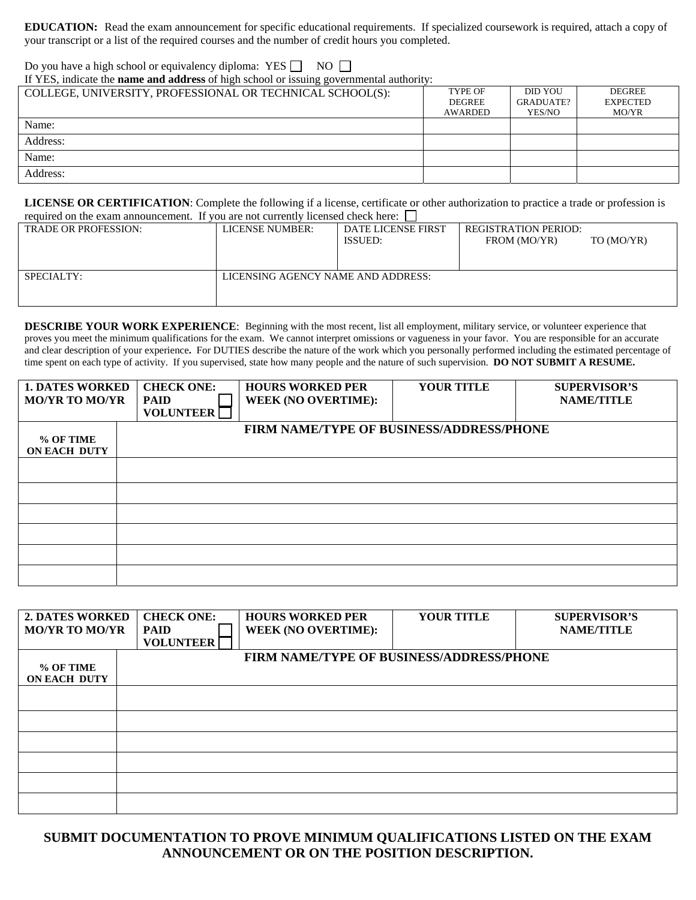**EDUCATION:** Read the exam announcement for specific educational requirements. If specialized coursework is required, attach a copy of your transcript or a list of the required courses and the number of credit hours you completed.

Do you have a high school or equivalency diploma: YES ☐ NO ☐

If YES, indicate the **name and address** of high school or issuing governmental authority:

| COLLEGE, UNIVERSITY, PROFESSIONAL OR TECHNICAL SCHOOL(S): | TYPE OF DEGREE AWARDED | DID YOU GRADUATE? YES/NO | DEGREE EXPECTED MO/YR |
|---|---|---|---|
| Name: | | | |
| Address: | | | |
| Name: | | | |
| Address: | | | |

**LICENSE OR CERTIFICATION**: Complete the following if a license, certificate or other authorization to practice a trade or profession is required on the exam announcement. If you are not currently licensed check here: ☐

| TRADE OR PROFESSION: | LICENSE NUMBER: | DATE LICENSE FIRST ISSUED: | REGISTRATION PERIOD: FROM (MO/YR) TO (MO/YR) |
|---|---|---|---|
| SPECIALTY: | LICENSING AGENCY NAME AND ADDRESS: | | |

**DESCRIBE YOUR WORK EXPERIENCE**: Beginning with the most recent, list all employment, military service, or volunteer experience that proves you meet the minimum qualifications for the exam. We cannot interpret omissions or vagueness in your favor. You are responsible for an accurate and clear description of your experience**.** For DUTIES describe the nature of the work which you personally performed including the estimated percentage of time spent on each type of activity. If you supervised, state how many people and the nature of such supervision. **DO NOT SUBMIT A RESUME.**

| **1. DATES WORKED MO/YR TO MO/YR** | **CHECK ONE: PAID ☐ VOLUNTEER ☐** | **HOURS WORKED PER WEEK (NO OVERTIME):** | **YOUR TITLE** | **SUPERVISOR'S NAME/TITLE** |
|---|---|---|---|---|
| **% OF TIME ON EACH DUTY** | **FIRM NAME/TYPE OF BUSINESS/ADDRESS/PHONE** | | | |
| | | | | |
| | | | | |
| | | | | |
| | | | | |
| | | | | |
| | | | | |

| **2. DATES WORKED MO/YR TO MO/YR** | **CHECK ONE: PAID ☐ VOLUNTEER ☐** | **HOURS WORKED PER WEEK (NO OVERTIME):** | **YOUR TITLE** | **SUPERVISOR'S NAME/TITLE** |
|---|---|---|---|---|
| **% OF TIME ON EACH DUTY** | **FIRM NAME/TYPE OF BUSINESS/ADDRESS/PHONE** | | | |
| | | | | |
| | | | | |
| | | | | |
| | | | | |
| | | | | |
| | | | | |

**SUBMIT DOCUMENTATION TO PROVE MINIMUM QUALIFICATIONS LISTED ON THE EXAM ANNOUNCEMENT OR ON THE POSITION DESCRIPTION.**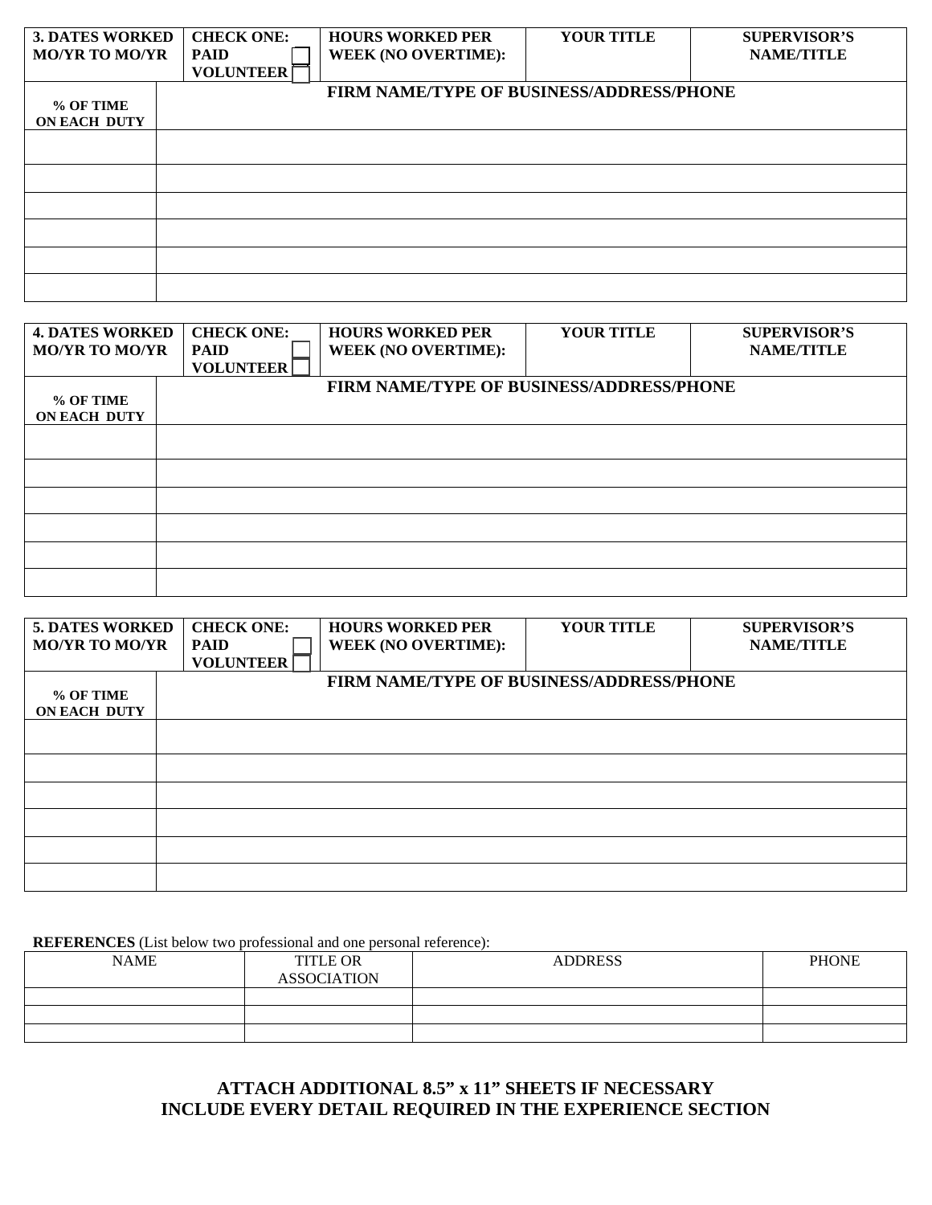| 3. DATES WORKED MO/YR TO MO/YR | CHECK ONE: PAID ☐ VOLUNTEER ☐ | HOURS WORKED PER WEEK (NO OVERTIME): | YOUR TITLE | SUPERVISOR'S NAME/TITLE |
|---|---|---|---|---|
| % OF TIME ON EACH DUTY | FIRM NAME/TYPE OF BUSINESS/ADDRESS/PHONE | | | |
| | | | | |
| | | | | |
| | | | | |
| | | | | |
| | | | | |
| | | | | |

| 4. DATES WORKED MO/YR TO MO/YR | CHECK ONE: PAID ☐ VOLUNTEER ☐ | HOURS WORKED PER WEEK (NO OVERTIME): | YOUR TITLE | SUPERVISOR'S NAME/TITLE |
|---|---|---|---|---|
| % OF TIME ON EACH DUTY | FIRM NAME/TYPE OF BUSINESS/ADDRESS/PHONE | | | |
| | | | | |
| | | | | |
| | | | | |
| | | | | |
| | | | | |
| | | | | |

| 5. DATES WORKED MO/YR TO MO/YR | CHECK ONE: PAID ☐ VOLUNTEER ☐ | HOURS WORKED PER WEEK (NO OVERTIME): | YOUR TITLE | SUPERVISOR'S NAME/TITLE |
|---|---|---|---|---|
| % OF TIME ON EACH DUTY | FIRM NAME/TYPE OF BUSINESS/ADDRESS/PHONE | | | |
| | | | | |
| | | | | |
| | | | | |
| | | | | |
| | | | | |
| | | | | |

**REFERENCES** (List below two professional and one personal reference):

| NAME | TITLE OR ASSOCIATION | ADDRESS | PHONE |
|---|---|---|---|
| | | | |
| | | | |
| | | | |

**ATTACH ADDITIONAL 8.5" x 11" SHEETS IF NECESSARY**
**INCLUDE EVERY DETAIL REQUIRED IN THE EXPERIENCE SECTION**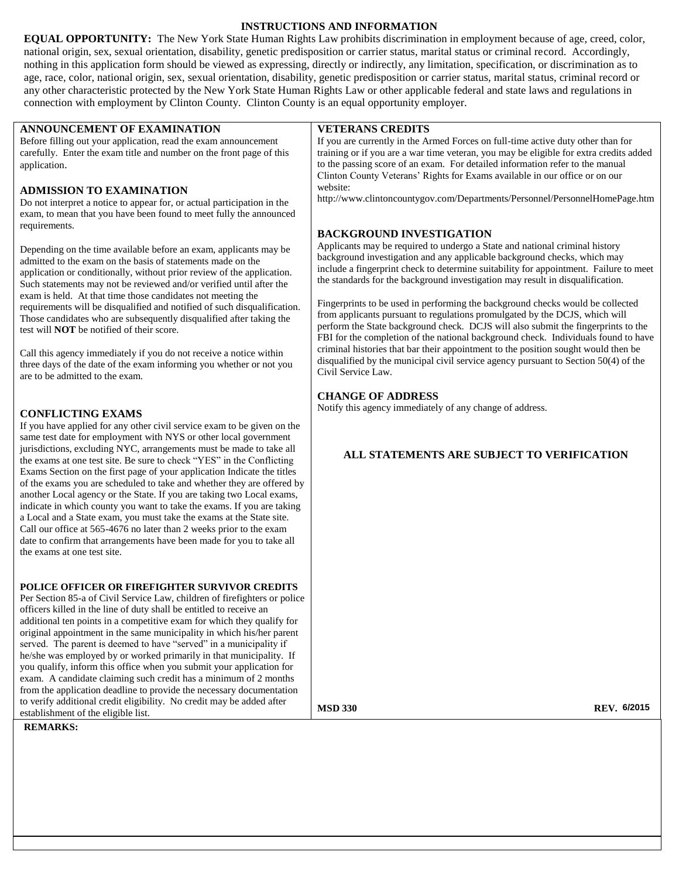# INSTRUCTIONS AND INFORMATION

**EQUAL OPPORTUNITY:** The New York State Human Rights Law prohibits discrimination in employment because of age, creed, color, national origin, sex, sexual orientation, disability, genetic predisposition or carrier status, marital status or criminal record. Accordingly, nothing in this application form should be viewed as expressing, directly or indirectly, any limitation, specification, or discrimination as to age, race, color, national origin, sex, sexual orientation, disability, genetic predisposition or carrier status, marital status, criminal record or any other characteristic protected by the New York State Human Rights Law or other applicable federal and state laws and regulations in connection with employment by Clinton County. Clinton County is an equal opportunity employer.

## ANNOUNCEMENT OF EXAMINATION

Before filling out your application, read the exam announcement carefully. Enter the exam title and number on the front page of this application.

## ADMISSION TO EXAMINATION

Do not interpret a notice to appear for, or actual participation in the exam, to mean that you have been found to meet fully the announced requirements.

Depending on the time available before an exam, applicants may be admitted to the exam on the basis of statements made on the application or conditionally, without prior review of the application. Such statements may not be reviewed and/or verified until after the exam is held. At that time those candidates not meeting the requirements will be disqualified and notified of such disqualification. Those candidates who are subsequently disqualified after taking the test will **NOT** be notified of their score.

Call this agency immediately if you do not receive a notice within three days of the date of the exam informing you whether or not you are to be admitted to the exam.

## CONFLICTING EXAMS

If you have applied for any other civil service exam to be given on the same test date for employment with NYS or other local government jurisdictions, excluding NYC, arrangements must be made to take all the exams at one test site. Be sure to check "YES" in the Conflicting Exams Section on the first page of your application Indicate the titles of the exams you are scheduled to take and whether they are offered by another Local agency or the State. If you are taking two Local exams, indicate in which county you want to take the exams. If you are taking a Local and a State exam, you must take the exams at the State site. Call our office at 565-4676 no later than 2 weeks prior to the exam date to confirm that arrangements have been made for you to take all the exams at one test site.

## POLICE OFFICER OR FIREFIGHTER SURVIVOR CREDITS

Per Section 85-a of Civil Service Law, children of firefighters or police officers killed in the line of duty shall be entitled to receive an additional ten points in a competitive exam for which they qualify for original appointment in the same municipality in which his/her parent served. The parent is deemed to have "served" in a municipality if he/she was employed by or worked primarily in that municipality. If you qualify, inform this office when you submit your application for exam. A candidate claiming such credit has a minimum of 2 months from the application deadline to provide the necessary documentation to verify additional credit eligibility. No credit may be added after establishment of the eligible list.

## VETERANS CREDITS

If you are currently in the Armed Forces on full-time active duty other than for training or if you are a war time veteran, you may be eligible for extra credits added to the passing score of an exam. For detailed information refer to the manual Clinton County Veterans' Rights for Exams available in our office or on our website:
http://www.clintoncountygov.com/Departments/Personnel/PersonnelHomePage.htm

## BACKGROUND INVESTIGATION

Applicants may be required to undergo a State and national criminal history background investigation and any applicable background checks, which may include a fingerprint check to determine suitability for appointment. Failure to meet the standards for the background investigation may result in disqualification.

Fingerprints to be used in performing the background checks would be collected from applicants pursuant to regulations promulgated by the DCJS, which will perform the State background check. DCJS will also submit the fingerprints to the FBI for the completion of the national background check. Individuals found to have criminal histories that bar their appointment to the position sought would then be disqualified by the municipal civil service agency pursuant to Section 50(4) of the Civil Service Law.

## CHANGE OF ADDRESS

Notify this agency immediately of any change of address.

**ALL STATEMENTS ARE SUBJECT TO VERIFICATION**

**MSD 330** **REV. 6/2015**

**REMARKS:**